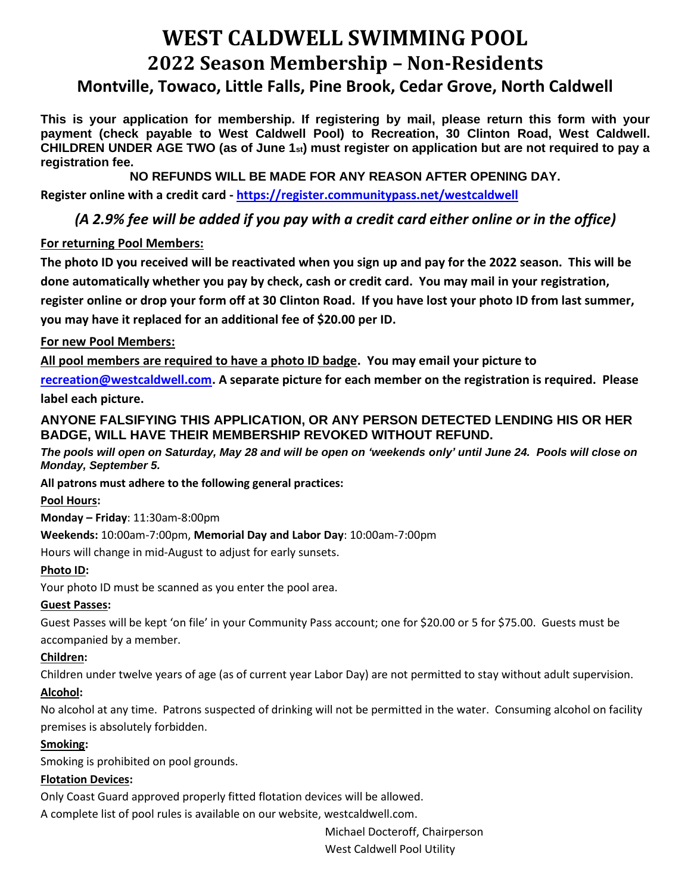# WEST CALDWELL SWIMMING POOL

## 2022 Season Membership – Non-Residents

### Montville, Towaco, Little Falls, Pine Brook, Cedar Grove, North Caldwell

**This is your application for membership. If registering by mail, please return this form with your payment (check payable to West Caldwell Pool) to Recreation, 30 Clinton Road, West Caldwell. CHILDREN UNDER AGE TWO (as of June 1st) must register on application but are not required to pay a registration fee.**

**NO REFUNDS WILL BE MADE FOR ANY REASON AFTER OPENING DAY.**

**Register online with a credit card - https://register.communitypass.net/westcaldwell**

***(A 2.9% fee will be added if you pay with a credit card either online or in the office)***

**For returning Pool Members:**

**The photo ID you received will be reactivated when you sign up and pay for the 2022 season. This will be done automatically whether you pay by check, cash or credit card. You may mail in your registration, register online or drop your form off at 30 Clinton Road. If you have lost your photo ID from last summer, you may have it replaced for an additional fee of $20.00 per ID.**

**For new Pool Members:**

**All pool members are required to have a photo ID badge. You may email your picture to recreation@westcaldwell.com. A separate picture for each member on the registration is required. Please label each picture.**

**ANYONE FALSIFYING THIS APPLICATION, OR ANY PERSON DETECTED LENDING HIS OR HER BADGE, WILL HAVE THEIR MEMBERSHIP REVOKED WITHOUT REFUND.**

***The pools will open on Saturday, May 28 and will be open on 'weekends only' until June 24. Pools will close on Monday, September 5.***

**All patrons must adhere to the following general practices:**

**Pool Hours:**

**Monday – Friday**: 11:30am-8:00pm

**Weekends:** 10:00am-7:00pm, **Memorial Day and Labor Day**: 10:00am-7:00pm

Hours will change in mid-August to adjust for early sunsets.

**Photo ID:**

Your photo ID must be scanned as you enter the pool area.

**Guest Passes:**

Guest Passes will be kept 'on file' in your Community Pass account; one for $20.00 or 5 for $75.00. Guests must be accompanied by a member.

**Children:**

Children under twelve years of age (as of current year Labor Day) are not permitted to stay without adult supervision.

**Alcohol:**

No alcohol at any time. Patrons suspected of drinking will not be permitted in the water. Consuming alcohol on facility premises is absolutely forbidden.

**Smoking:**

Smoking is prohibited on pool grounds.

**Flotation Devices:**

Only Coast Guard approved properly fitted flotation devices will be allowed.

A complete list of pool rules is available on our website, westcaldwell.com.

Michael Docteroff, Chairperson
West Caldwell Pool Utility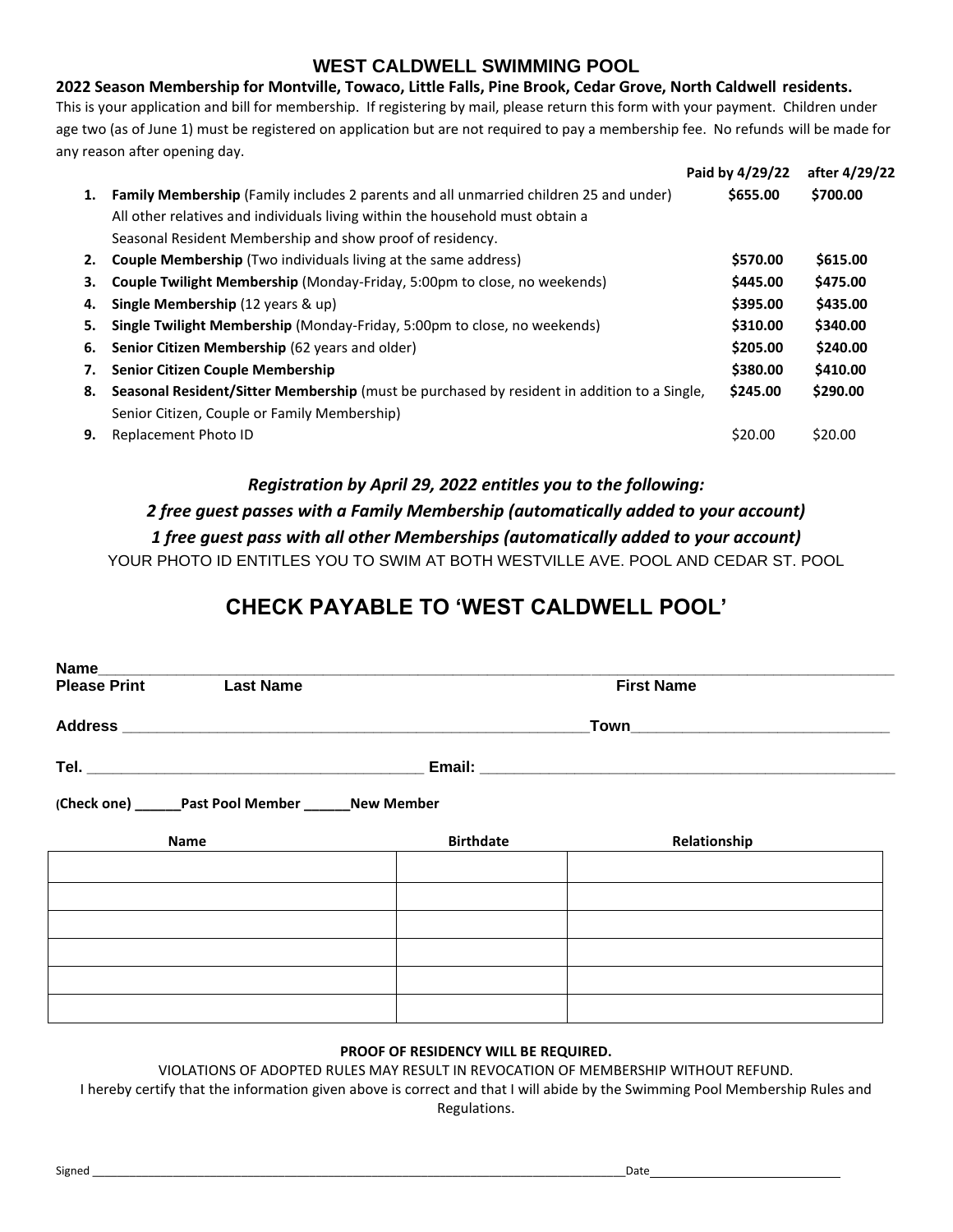## WEST CALDWELL SWIMMING POOL

**2022 Season Membership for Montville, Towaco, Little Falls, Pine Brook, Cedar Grove, North Caldwell residents.**

This is your application and bill for membership. If registering by mail, please return this form with your payment. Children under age two (as of June 1) must be registered on application but are not required to pay a membership fee. No refunds will be made for any reason after opening day.

| | | Paid by 4/29/22 | after 4/29/22 |
|---|---|---|---|
| **1.** | **Family Membership** (Family includes 2 parents and all unmarried children 25 and under) All other relatives and individuals living within the household must obtain a Seasonal Resident Membership and show proof of residency. | **$655.00** | **$700.00** |
| **2.** | **Couple Membership** (Two individuals living at the same address) | **$570.00** | **$615.00** |
| **3.** | **Couple Twilight Membership** (Monday-Friday, 5:00pm to close, no weekends) | **$445.00** | **$475.00** |
| **4.** | **Single Membership** (12 years & up) | **$395.00** | **$435.00** |
| **5.** | **Single Twilight Membership** (Monday-Friday, 5:00pm to close, no weekends) | **$310.00** | **$340.00** |
| **6.** | **Senior Citizen Membership** (62 years and older) | **$205.00** | **$240.00** |
| **7.** | **Senior Citizen Couple Membership** | **$380.00** | **$410.00** |
| **8.** | **Seasonal Resident/Sitter Membership** (must be purchased by resident in addition to a Single, Senior Citizen, Couple or Family Membership) | **$245.00** | **$290.00** |
| **9.** | Replacement Photo ID | $20.00 | $20.00 |

***Registration by April 29, 2022 entitles you to the following:***

***2 free guest passes with a Family Membership (automatically added to your account)***

***1 free guest pass with all other Memberships (automatically added to your account)***

YOUR PHOTO ID ENTITLES YOU TO SWIM AT BOTH WESTVILLE AVE. POOL AND CEDAR ST. POOL

## CHECK PAYABLE TO 'WEST CALDWELL POOL'

**Name**_______________________________________________________________

**Please Print** **Last Name** **First Name**

**Address** _______________________________________ **Town**____________________

**Tel.** ______________________________ **Email:** ______________________________

**(Check one) ______Past Pool Member ______New Member**

| Name | Birthdate | Relationship |
|---|---|---|
| | | |
| | | |
| | | |
| | | |
| | | |
| | | |

**PROOF OF RESIDENCY WILL BE REQUIRED.**

VIOLATIONS OF ADOPTED RULES MAY RESULT IN REVOCATION OF MEMBERSHIP WITHOUT REFUND.

I hereby certify that the information given above is correct and that I will abide by the Swimming Pool Membership Rules and Regulations.

Signed ______________________________________________ Date____________________